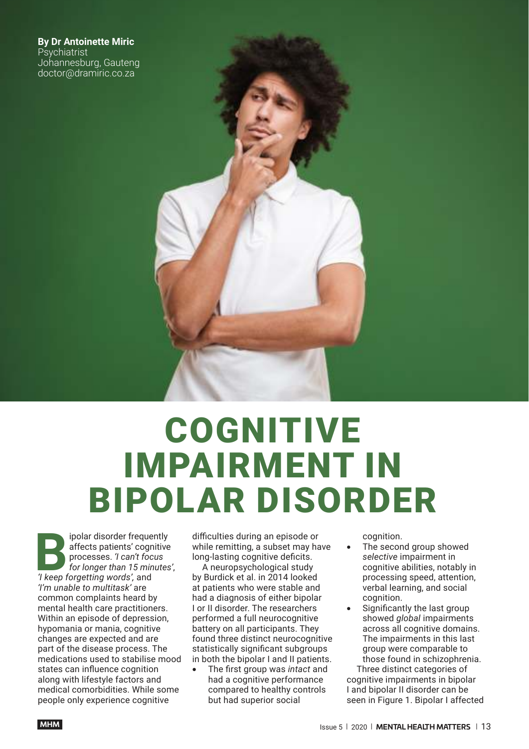**By Dr Antoinette Miric**
Psychiatrist
Johannesburg, Gauteng
doctor@dramiric.co.za

# COGNITIVE IMPAIRMENT IN BIPOLAR DISORDER

Bipolar disorder frequently affects patients' cognitive processes. *'I can't focus for longer than 15 minutes'*, *'I keep forgetting words'*, and *'I'm unable to multitask'* are common complaints heard by mental health care practitioners. Within an episode of depression, hypomania or mania, cognitive changes are expected and are part of the disease process. The medications used to stabilise mood states can influence cognition along with lifestyle factors and medical comorbidities. While some people only experience cognitive difficulties during an episode or while remitting, a subset may have long-lasting cognitive deficits.

A neuropsychological study by Burdick et al. in 2014 looked at patients who were stable and had a diagnosis of either bipolar I or II disorder. The researchers performed a full neurocognitive battery on all participants. They found three distinct neurocognitive statistically significant subgroups in both the bipolar I and II patients.

- The first group was *intact* and had a cognitive performance compared to healthy controls but had superior social cognition.
- The second group showed *selective* impairment in cognitive abilities, notably in processing speed, attention, verbal learning, and social cognition.
- Significantly the last group showed *global* impairments across all cognitive domains. The impairments in this last group were comparable to those found in schizophrenia.

Three distinct categories of cognitive impairments in bipolar I and bipolar II disorder can be seen in Figure 1. Bipolar I affected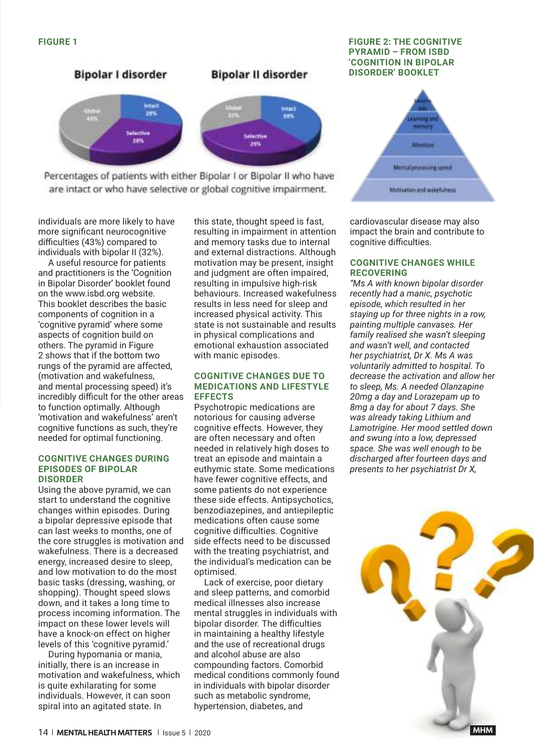**FIGURE 1**

Bipolar I disorder | Bipolar II disorder

Percentages of patients with either Bipolar I or Bipolar II who have are intact or who have selective or global cognitive impairment.

**FIGURE 2: THE COGNITIVE PYRAMID – FROM ISBD 'COGNITION IN BIPOLAR DISORDER' BOOKLET**

individuals are more likely to have more significant neurocognitive difficulties (43%) compared to individuals with bipolar II (32%).

A useful resource for patients and practitioners is the 'Cognition in Bipolar Disorder' booklet found on the www.isbd.org website. This booklet describes the basic components of cognition in a 'cognitive pyramid' where some aspects of cognition build on others. The pyramid in Figure 2 shows that if the bottom two rungs of the pyramid are affected, (motivation and wakefulness, and mental processing speed) it's incredibly difficult for the other areas to function optimally. Although 'motivation and wakefulness' aren't cognitive functions as such, they're needed for optimal functioning.

### COGNITIVE CHANGES DURING EPISODES OF BIPOLAR DISORDER

Using the above pyramid, we can start to understand the cognitive changes within episodes. During a bipolar depressive episode that can last weeks to months, one of the core struggles is motivation and wakefulness. There is a decreased energy, increased desire to sleep, and low motivation to do the most basic tasks (dressing, washing, or shopping). Thought speed slows down, and it takes a long time to process incoming information. The impact on these lower levels will have a knock-on effect on higher levels of this 'cognitive pyramid.'

During hypomania or mania, initially, there is an increase in motivation and wakefulness, which is quite exhilarating for some individuals. However, it can soon spiral into an agitated state. In this state, thought speed is fast, resulting in impairment in attention and memory tasks due to internal and external distractions. Although motivation may be present, insight and judgment are often impaired, resulting in impulsive high-risk behaviours. Increased wakefulness results in less need for sleep and increased physical activity. This state is not sustainable and results in physical complications and emotional exhaustion associated with manic episodes.

### COGNITIVE CHANGES DUE TO MEDICATIONS AND LIFESTYLE EFFECTS

Psychotropic medications are notorious for causing adverse cognitive effects. However, they are often necessary and often needed in relatively high doses to treat an episode and maintain a euthymic state. Some medications have fewer cognitive effects, and some patients do not experience these side effects. Antipsychotics, benzodiazepines, and antiepileptic medications often cause some cognitive difficulties. Cognitive side effects need to be discussed with the treating psychiatrist, and the individual's medication can be optimised.

Lack of exercise, poor dietary and sleep patterns, and comorbid medical illnesses also increase mental struggles in individuals with bipolar disorder. The difficulties in maintaining a healthy lifestyle and the use of recreational drugs and alcohol abuse are also compounding factors. Comorbid medical conditions commonly found in individuals with bipolar disorder such as metabolic syndrome, hypertension, diabetes, and cardiovascular disease may also impact the brain and contribute to cognitive difficulties.

### COGNITIVE CHANGES WHILE RECOVERING

*"Ms A with known bipolar disorder recently had a manic, psychotic episode, which resulted in her staying up for three nights in a row, painting multiple canvases. Her family realised she wasn't sleeping and wasn't well, and contacted her psychiatrist, Dr X. Ms A was voluntarily admitted to hospital. To decrease the activation and allow her to sleep, Ms. A needed Olanzapine 20mg a day and Lorazepam up to 8mg a day for about 7 days. She was already taking Lithium and Lamotrigine. Her mood settled down and swung into a low, depressed space. She was well enough to be discharged after fourteen days and presents to her psychiatrist Dr X,*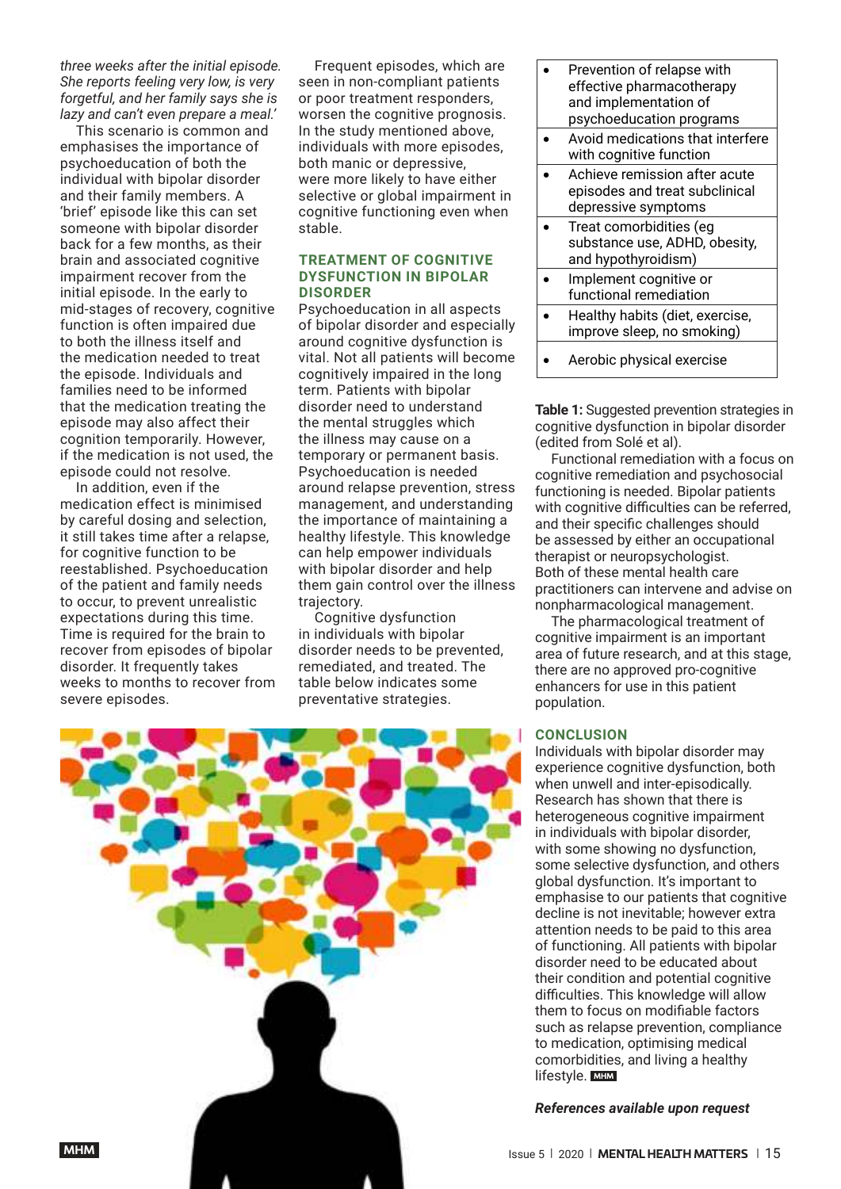*three weeks after the initial episode. She reports feeling very low, is very forgetful, and her family says she is lazy and can't even prepare a meal.'*

This scenario is common and emphasises the importance of psychoeducation of both the individual with bipolar disorder and their family members. A 'brief' episode like this can set someone with bipolar disorder back for a few months, as their brain and associated cognitive impairment recover from the initial episode. In the early to mid-stages of recovery, cognitive function is often impaired due to both the illness itself and the medication needed to treat the episode. Individuals and families need to be informed that the medication treating the episode may also affect their cognition temporarily. However, if the medication is not used, the episode could not resolve.

In addition, even if the medication effect is minimised by careful dosing and selection, it still takes time after a relapse, for cognitive function to be reestablished. Psychoeducation of the patient and family needs to occur, to prevent unrealistic expectations during this time. Time is required for the brain to recover from episodes of bipolar disorder. It frequently takes weeks to months to recover from severe episodes.

Frequent episodes, which are seen in non-compliant patients or poor treatment responders, worsen the cognitive prognosis. In the study mentioned above, individuals with more episodes, both manic or depressive, were more likely to have either selective or global impairment in cognitive functioning even when stable.

## TREATMENT OF COGNITIVE DYSFUNCTION IN BIPOLAR DISORDER

Psychoeducation in all aspects of bipolar disorder and especially around cognitive dysfunction is vital. Not all patients will become cognitively impaired in the long term. Patients with bipolar disorder need to understand the mental struggles which the illness may cause on a temporary or permanent basis. Psychoeducation is needed around relapse prevention, stress management, and understanding the importance of maintaining a healthy lifestyle. This knowledge can help empower individuals with bipolar disorder and help them gain control over the illness trajectory.

Cognitive dysfunction in individuals with bipolar disorder needs to be prevented, remediated, and treated. The table below indicates some preventative strategies.

| |
|---|
| • Prevention of relapse with effective pharmacotherapy and implementation of psychoeducation programs |
| • Avoid medications that interfere with cognitive function |
| • Achieve remission after acute episodes and treat subclinical depressive symptoms |
| • Treat comorbidities (eg substance use, ADHD, obesity, and hypothyroidism) |
| • Implement cognitive or functional remediation |
| • Healthy habits (diet, exercise, improve sleep, no smoking) |
| • Aerobic physical exercise |

**Table 1:** Suggested prevention strategies in cognitive dysfunction in bipolar disorder (edited from Solé et al).

Functional remediation with a focus on cognitive remediation and psychosocial functioning is needed. Bipolar patients with cognitive difficulties can be referred, and their specific challenges should be assessed by either an occupational therapist or neuropsychologist. Both of these mental health care practitioners can intervene and advise on nonpharmacological management.

The pharmacological treatment of cognitive impairment is an important area of future research, and at this stage, there are no approved pro-cognitive enhancers for use in this patient population.

## CONCLUSION

Individuals with bipolar disorder may experience cognitive dysfunction, both when unwell and inter-episodically. Research has shown that there is heterogeneous cognitive impairment in individuals with bipolar disorder, with some showing no dysfunction, some selective dysfunction, and others global dysfunction. It's important to emphasise to our patients that cognitive decline is not inevitable; however extra attention needs to be paid to this area of functioning. All patients with bipolar disorder need to be educated about their condition and potential cognitive difficulties. This knowledge will allow them to focus on modifiable factors such as relapse prevention, compliance to medication, optimising medical comorbidities, and living a healthy lifestyle.

***References available upon request***